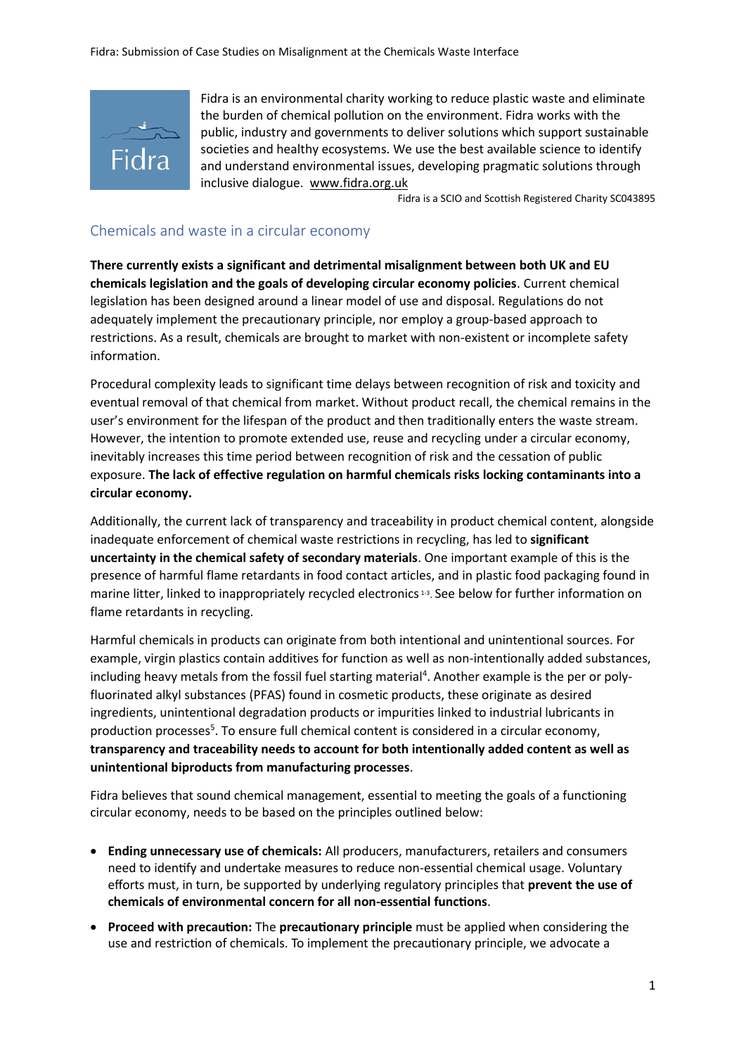Fidra is an environmental charity working to reduce plastic waste and eliminate the burden of chemical pollution on the environment. Fidra works with the public, industry and governments to deliver solutions which support sustainable societies and healthy ecosystems. We use the best available science to identify and understand environmental issues, developing pragmatic solutions through inclusive dialogue. www.fidra.org.uk

Fidra is a SCIO and Scottish Registered Charity SC043895

## Chemicals and waste in a circular economy

**There currently exists a significant and detrimental misalignment between both UK and EU chemicals legislation and the goals of developing circular economy policies**. Current chemical legislation has been designed around a linear model of use and disposal. Regulations do not adequately implement the precautionary principle, nor employ a group-based approach to restrictions. As a result, chemicals are brought to market with non-existent or incomplete safety information.

Procedural complexity leads to significant time delays between recognition of risk and toxicity and eventual removal of that chemical from market. Without product recall, the chemical remains in the user's environment for the lifespan of the product and then traditionally enters the waste stream. However, the intention to promote extended use, reuse and recycling under a circular economy, inevitably increases this time period between recognition of risk and the cessation of public exposure. **The lack of effective regulation on harmful chemicals risks locking contaminants into a circular economy.**

Additionally, the current lack of transparency and traceability in product chemical content, alongside inadequate enforcement of chemical waste restrictions in recycling, has led to **significant uncertainty in the chemical safety of secondary materials**. One important example of this is the presence of harmful flame retardants in food contact articles, and in plastic food packaging found in marine litter, linked to inappropriately recycled electronics[1-3]. See below for further information on flame retardants in recycling.

Harmful chemicals in products can originate from both intentional and unintentional sources. For example, virgin plastics contain additives for function as well as non-intentionally added substances, including heavy metals from the fossil fuel starting material[4]. Another example is the per or poly-fluorinated alkyl substances (PFAS) found in cosmetic products, these originate as desired ingredients, unintentional degradation products or impurities linked to industrial lubricants in production processes[5]. To ensure full chemical content is considered in a circular economy, **transparency and traceability needs to account for both intentionally added content as well as unintentional biproducts from manufacturing processes**.

Fidra believes that sound chemical management, essential to meeting the goals of a functioning circular economy, needs to be based on the principles outlined below:

- **Ending unnecessary use of chemicals:** All producers, manufacturers, retailers and consumers need to identify and undertake measures to reduce non-essential chemical usage. Voluntary efforts must, in turn, be supported by underlying regulatory principles that **prevent the use of chemicals of environmental concern for all non-essential functions**.
- **Proceed with precaution:** The **precautionary principle** must be applied when considering the use and restriction of chemicals. To implement the precautionary principle, we advocate a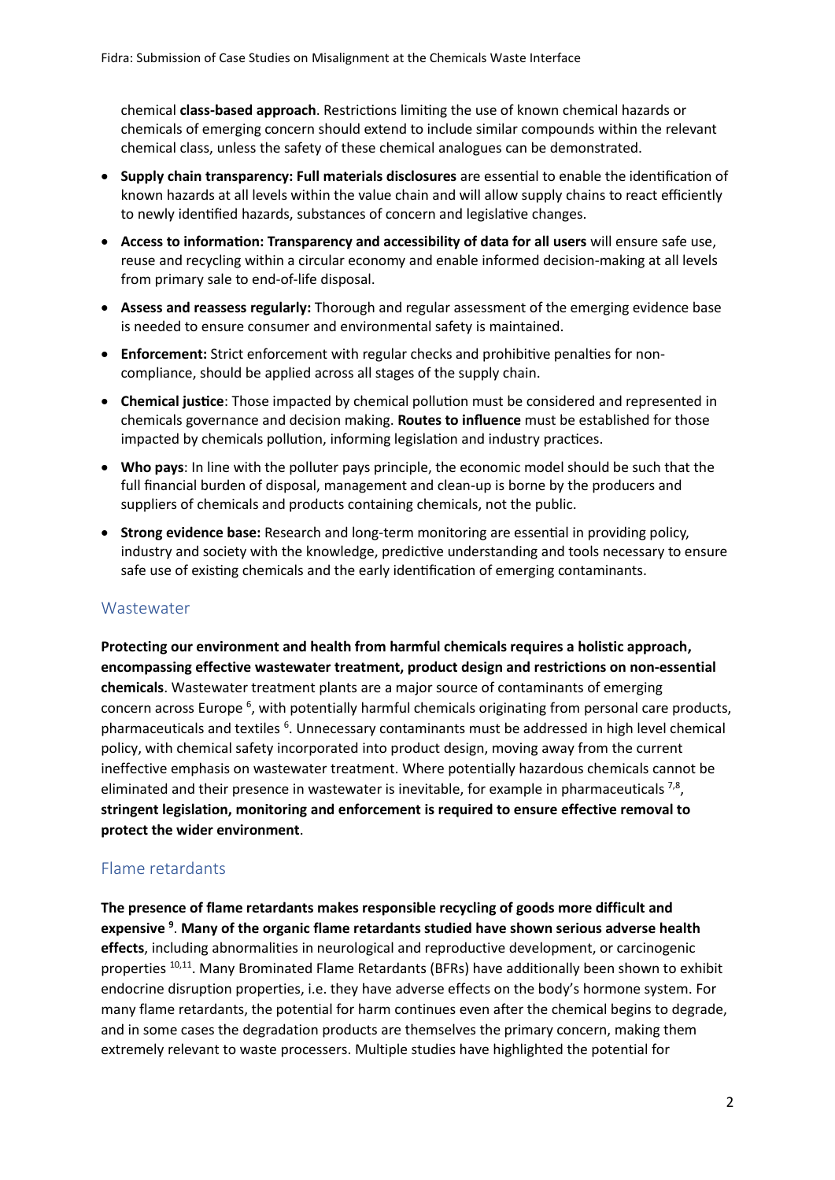chemical **class-based approach**. Restrictions limiting the use of known chemical hazards or chemicals of emerging concern should extend to include similar compounds within the relevant chemical class, unless the safety of these chemical analogues can be demonstrated.

- **Supply chain transparency: Full materials disclosures** are essential to enable the identification of known hazards at all levels within the value chain and will allow supply chains to react efficiently to newly identified hazards, substances of concern and legislative changes.
- **Access to information: Transparency and accessibility of data for all users** will ensure safe use, reuse and recycling within a circular economy and enable informed decision-making at all levels from primary sale to end-of-life disposal.
- **Assess and reassess regularly:** Thorough and regular assessment of the emerging evidence base is needed to ensure consumer and environmental safety is maintained.
- **Enforcement:** Strict enforcement with regular checks and prohibitive penalties for non-compliance, should be applied across all stages of the supply chain.
- **Chemical justice**: Those impacted by chemical pollution must be considered and represented in chemicals governance and decision making. **Routes to influence** must be established for those impacted by chemicals pollution, informing legislation and industry practices.
- **Who pays**: In line with the polluter pays principle, the economic model should be such that the full financial burden of disposal, management and clean-up is borne by the producers and suppliers of chemicals and products containing chemicals, not the public.
- **Strong evidence base:** Research and long-term monitoring are essential in providing policy, industry and society with the knowledge, predictive understanding and tools necessary to ensure safe use of existing chemicals and the early identification of emerging contaminants.

## Wastewater

**Protecting our environment and health from harmful chemicals requires a holistic approach, encompassing effective wastewater treatment, product design and restrictions on non-essential chemicals**. Wastewater treatment plants are a major source of contaminants of emerging concern across Europe [6], with potentially harmful chemicals originating from personal care products, pharmaceuticals and textiles [6]. Unnecessary contaminants must be addressed in high level chemical policy, with chemical safety incorporated into product design, moving away from the current ineffective emphasis on wastewater treatment. Where potentially hazardous chemicals cannot be eliminated and their presence in wastewater is inevitable, for example in pharmaceuticals [7,8], **stringent legislation, monitoring and enforcement is required to ensure effective removal to protect the wider environment**.

## Flame retardants

**The presence of flame retardants makes responsible recycling of goods more difficult and expensive [9]**. **Many of the organic flame retardants studied have shown serious adverse health effects**, including abnormalities in neurological and reproductive development, or carcinogenic properties [10,11]. Many Brominated Flame Retardants (BFRs) have additionally been shown to exhibit endocrine disruption properties, i.e. they have adverse effects on the body's hormone system. For many flame retardants, the potential for harm continues even after the chemical begins to degrade, and in some cases the degradation products are themselves the primary concern, making them extremely relevant to waste processers. Multiple studies have highlighted the potential for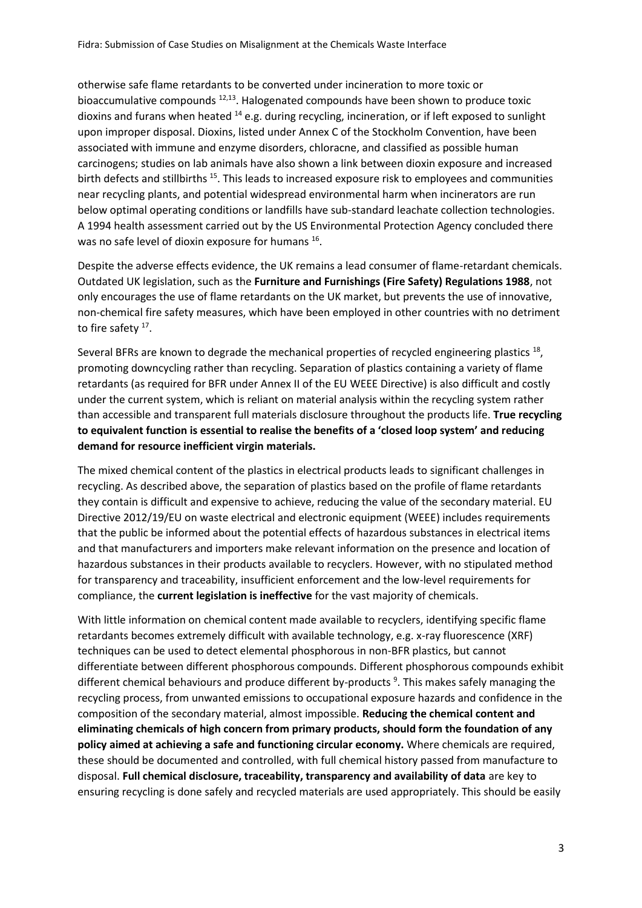otherwise safe flame retardants to be converted under incineration to more toxic or bioaccumulative compounds [12,13]. Halogenated compounds have been shown to produce toxic dioxins and furans when heated [14] e.g. during recycling, incineration, or if left exposed to sunlight upon improper disposal. Dioxins, listed under Annex C of the Stockholm Convention, have been associated with immune and enzyme disorders, chloracne, and classified as possible human carcinogens; studies on lab animals have also shown a link between dioxin exposure and increased birth defects and stillbirths [15]. This leads to increased exposure risk to employees and communities near recycling plants, and potential widespread environmental harm when incinerators are run below optimal operating conditions or landfills have sub-standard leachate collection technologies. A 1994 health assessment carried out by the US Environmental Protection Agency concluded there was no safe level of dioxin exposure for humans [16].

Despite the adverse effects evidence, the UK remains a lead consumer of flame-retardant chemicals. Outdated UK legislation, such as the **Furniture and Furnishings (Fire Safety) Regulations 1988**, not only encourages the use of flame retardants on the UK market, but prevents the use of innovative, non-chemical fire safety measures, which have been employed in other countries with no detriment to fire safety [17].

Several BFRs are known to degrade the mechanical properties of recycled engineering plastics [18], promoting downcycling rather than recycling. Separation of plastics containing a variety of flame retardants (as required for BFR under Annex II of the EU WEEE Directive) is also difficult and costly under the current system, which is reliant on material analysis within the recycling system rather than accessible and transparent full materials disclosure throughout the products life. **True recycling to equivalent function is essential to realise the benefits of a 'closed loop system' and reducing demand for resource inefficient virgin materials.**

The mixed chemical content of the plastics in electrical products leads to significant challenges in recycling. As described above, the separation of plastics based on the profile of flame retardants they contain is difficult and expensive to achieve, reducing the value of the secondary material. EU Directive 2012/19/EU on waste electrical and electronic equipment (WEEE) includes requirements that the public be informed about the potential effects of hazardous substances in electrical items and that manufacturers and importers make relevant information on the presence and location of hazardous substances in their products available to recyclers. However, with no stipulated method for transparency and traceability, insufficient enforcement and the low-level requirements for compliance, the **current legislation is ineffective** for the vast majority of chemicals.

With little information on chemical content made available to recyclers, identifying specific flame retardants becomes extremely difficult with available technology, e.g. x-ray fluorescence (XRF) techniques can be used to detect elemental phosphorous in non-BFR plastics, but cannot differentiate between different phosphorous compounds. Different phosphorous compounds exhibit different chemical behaviours and produce different by-products [9]. This makes safely managing the recycling process, from unwanted emissions to occupational exposure hazards and confidence in the composition of the secondary material, almost impossible. **Reducing the chemical content and eliminating chemicals of high concern from primary products, should form the foundation of any policy aimed at achieving a safe and functioning circular economy.** Where chemicals are required, these should be documented and controlled, with full chemical history passed from manufacture to disposal. **Full chemical disclosure, traceability, transparency and availability of data** are key to ensuring recycling is done safely and recycled materials are used appropriately. This should be easily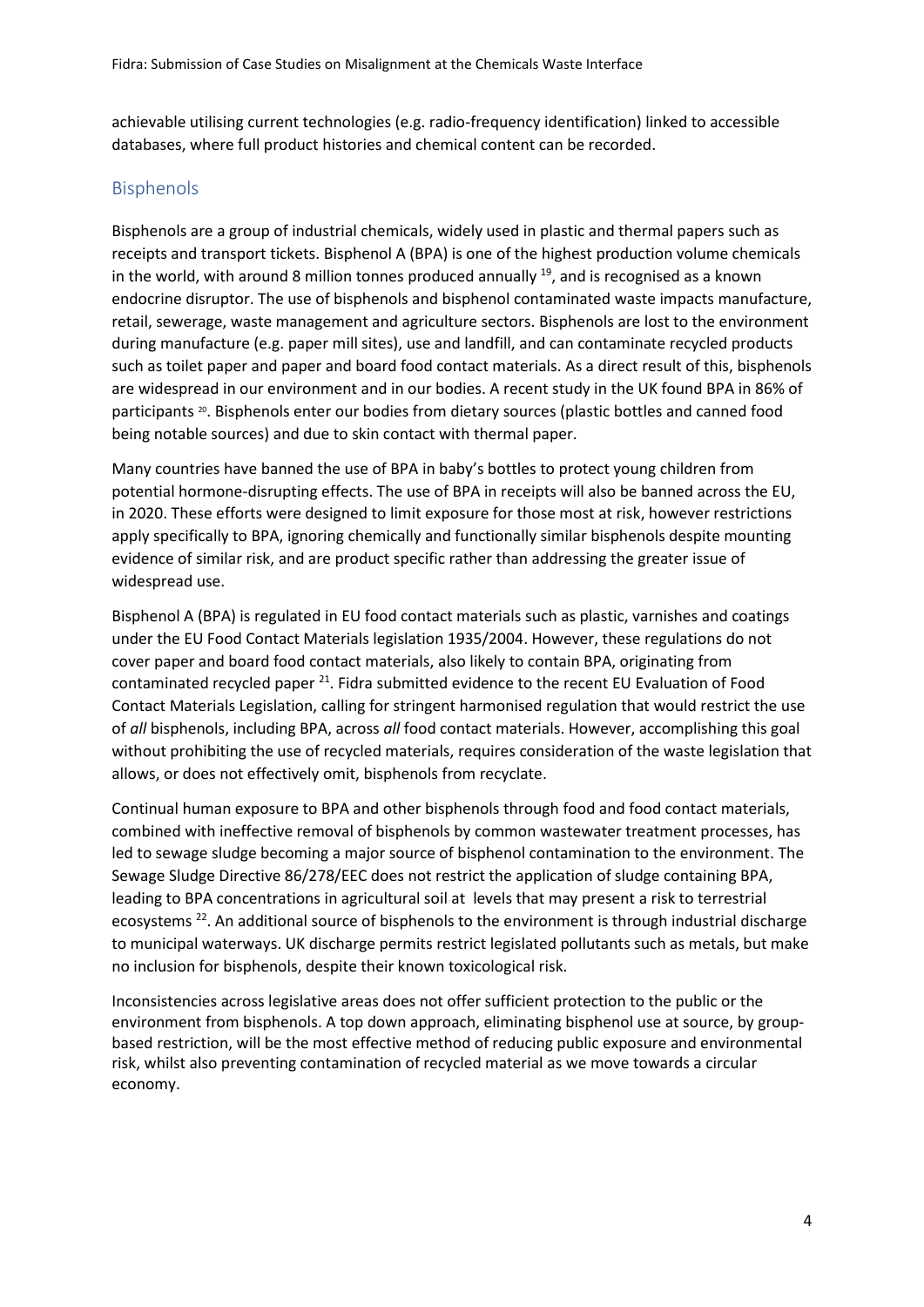achievable utilising current technologies (e.g. radio-frequency identification) linked to accessible databases, where full product histories and chemical content can be recorded.

## Bisphenols

Bisphenols are a group of industrial chemicals, widely used in plastic and thermal papers such as receipts and transport tickets. Bisphenol A (BPA) is one of the highest production volume chemicals in the world, with around 8 million tonnes produced annually [19], and is recognised as a known endocrine disruptor. The use of bisphenols and bisphenol contaminated waste impacts manufacture, retail, sewerage, waste management and agriculture sectors. Bisphenols are lost to the environment during manufacture (e.g. paper mill sites), use and landfill, and can contaminate recycled products such as toilet paper and paper and board food contact materials. As a direct result of this, bisphenols are widespread in our environment and in our bodies. A recent study in the UK found BPA in 86% of participants [20]. Bisphenols enter our bodies from dietary sources (plastic bottles and canned food being notable sources) and due to skin contact with thermal paper.

Many countries have banned the use of BPA in baby's bottles to protect young children from potential hormone-disrupting effects. The use of BPA in receipts will also be banned across the EU, in 2020. These efforts were designed to limit exposure for those most at risk, however restrictions apply specifically to BPA, ignoring chemically and functionally similar bisphenols despite mounting evidence of similar risk, and are product specific rather than addressing the greater issue of widespread use.

Bisphenol A (BPA) is regulated in EU food contact materials such as plastic, varnishes and coatings under the EU Food Contact Materials legislation 1935/2004. However, these regulations do not cover paper and board food contact materials, also likely to contain BPA, originating from contaminated recycled paper [21]. Fidra submitted evidence to the recent EU Evaluation of Food Contact Materials Legislation, calling for stringent harmonised regulation that would restrict the use of *all* bisphenols, including BPA, across *all* food contact materials. However, accomplishing this goal without prohibiting the use of recycled materials, requires consideration of the waste legislation that allows, or does not effectively omit, bisphenols from recyclate.

Continual human exposure to BPA and other bisphenols through food and food contact materials, combined with ineffective removal of bisphenols by common wastewater treatment processes, has led to sewage sludge becoming a major source of bisphenol contamination to the environment. The Sewage Sludge Directive 86/278/EEC does not restrict the application of sludge containing BPA, leading to BPA concentrations in agricultural soil at levels that may present a risk to terrestrial ecosystems [22]. An additional source of bisphenols to the environment is through industrial discharge to municipal waterways. UK discharge permits restrict legislated pollutants such as metals, but make no inclusion for bisphenols, despite their known toxicological risk.

Inconsistencies across legislative areas does not offer sufficient protection to the public or the environment from bisphenols. A top down approach, eliminating bisphenol use at source, by group-based restriction, will be the most effective method of reducing public exposure and environmental risk, whilst also preventing contamination of recycled material as we move towards a circular economy.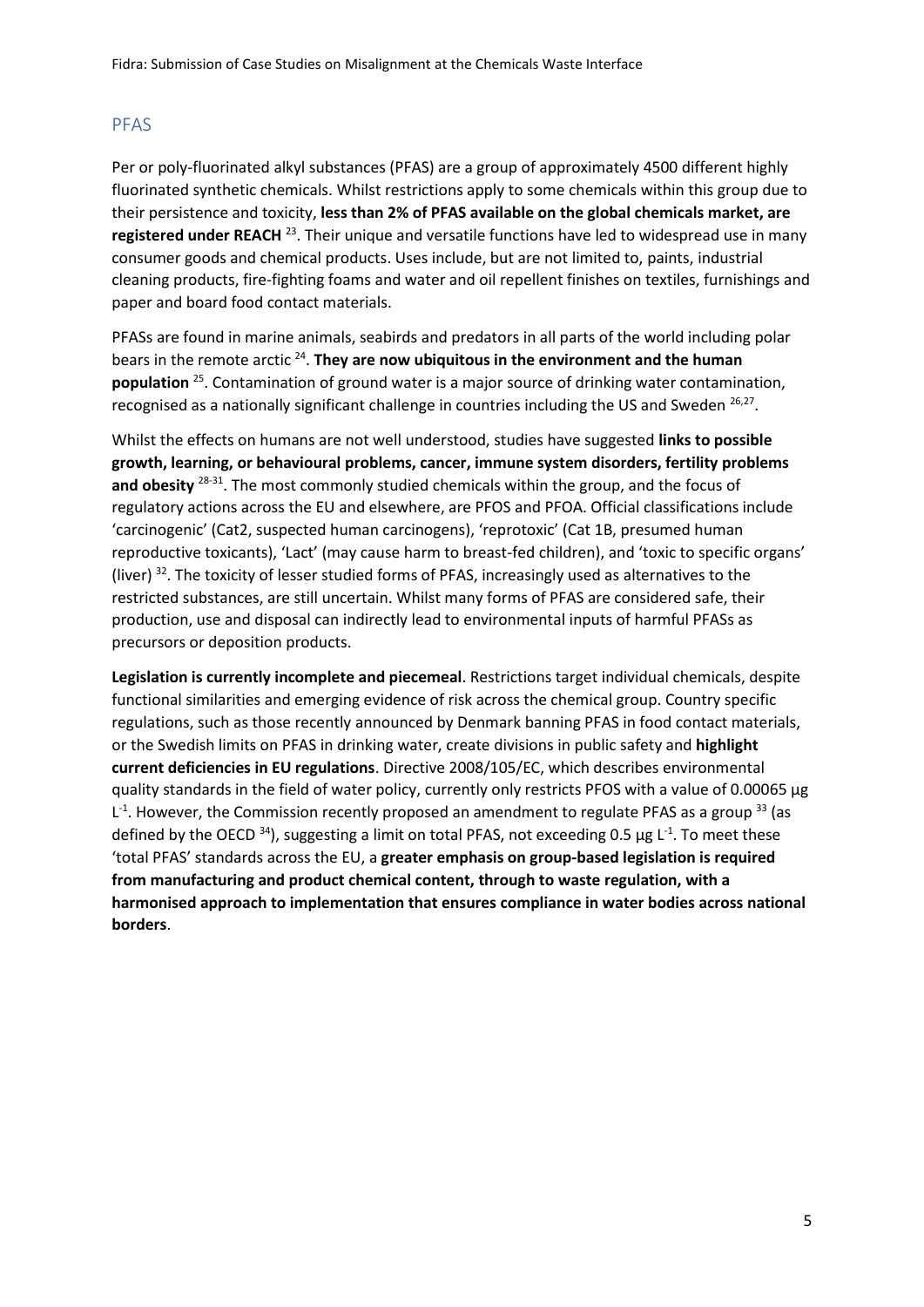## PFAS

Per or poly-fluorinated alkyl substances (PFAS) are a group of approximately 4500 different highly fluorinated synthetic chemicals. Whilst restrictions apply to some chemicals within this group due to their persistence and toxicity, **less than 2% of PFAS available on the global chemicals market, are registered under REACH** [23]. Their unique and versatile functions have led to widespread use in many consumer goods and chemical products. Uses include, but are not limited to, paints, industrial cleaning products, fire-fighting foams and water and oil repellent finishes on textiles, furnishings and paper and board food contact materials.

PFASs are found in marine animals, seabirds and predators in all parts of the world including polar bears in the remote arctic [24]. **They are now ubiquitous in the environment and the human population** [25]. Contamination of ground water is a major source of drinking water contamination, recognised as a nationally significant challenge in countries including the US and Sweden [26,27].

Whilst the effects on humans are not well understood, studies have suggested **links to possible growth, learning, or behavioural problems, cancer, immune system disorders, fertility problems and obesity** [28-31]. The most commonly studied chemicals within the group, and the focus of regulatory actions across the EU and elsewhere, are PFOS and PFOA. Official classifications include 'carcinogenic' (Cat2, suspected human carcinogens), 'reprotoxic' (Cat 1B, presumed human reproductive toxicants), 'Lact' (may cause harm to breast-fed children), and 'toxic to specific organs' (liver) [32]. The toxicity of lesser studied forms of PFAS, increasingly used as alternatives to the restricted substances, are still uncertain. Whilst many forms of PFAS are considered safe, their production, use and disposal can indirectly lead to environmental inputs of harmful PFASs as precursors or deposition products.

**Legislation is currently incomplete and piecemeal**. Restrictions target individual chemicals, despite functional similarities and emerging evidence of risk across the chemical group. Country specific regulations, such as those recently announced by Denmark banning PFAS in food contact materials, or the Swedish limits on PFAS in drinking water, create divisions in public safety and **highlight current deficiencies in EU regulations**. Directive 2008/105/EC, which describes environmental quality standards in the field of water policy, currently only restricts PFOS with a value of 0.00065 µg $L^{-1}$. However, the Commission recently proposed an amendment to regulate PFAS as a group [33] (as defined by the OECD [34]), suggesting a limit on total PFAS, not exceeding 0.5 µg $L^{-1}$. To meet these 'total PFAS' standards across the EU, a **greater emphasis on group-based legislation is required from manufacturing and product chemical content, through to waste regulation, with a harmonised approach to implementation that ensures compliance in water bodies across national borders**.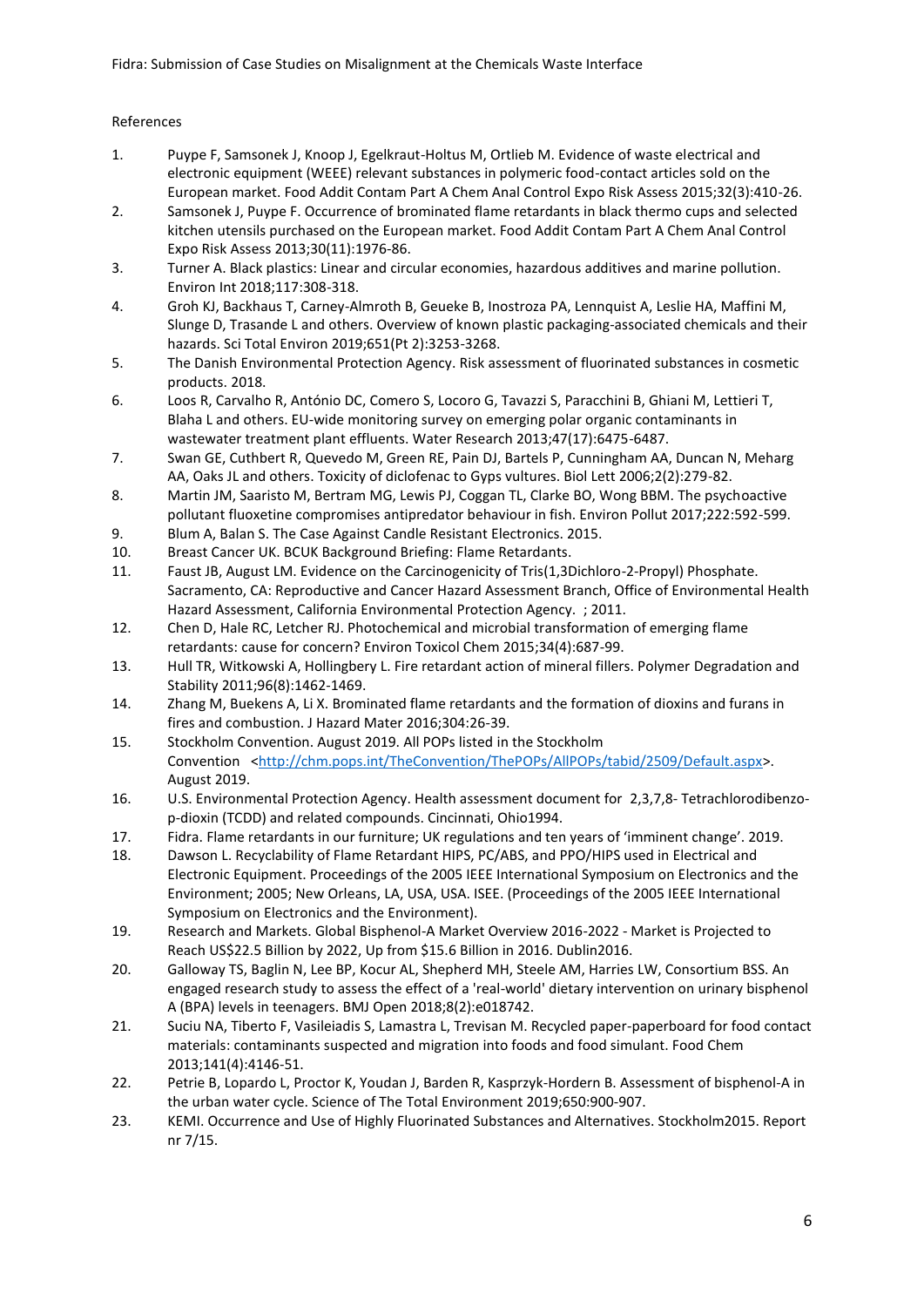References

1. Puype F, Samsonek J, Knoop J, Egelkraut-Holtus M, Ortlieb M. Evidence of waste electrical and electronic equipment (WEEE) relevant substances in polymeric food-contact articles sold on the European market. Food Addit Contam Part A Chem Anal Control Expo Risk Assess 2015;32(3):410-26.
2. Samsonek J, Puype F. Occurrence of brominated flame retardants in black thermo cups and selected kitchen utensils purchased on the European market. Food Addit Contam Part A Chem Anal Control Expo Risk Assess 2013;30(11):1976-86.
3. Turner A. Black plastics: Linear and circular economies, hazardous additives and marine pollution. Environ Int 2018;117:308-318.
4. Groh KJ, Backhaus T, Carney-Almroth B, Geueke B, Inostroza PA, Lennquist A, Leslie HA, Maffini M, Slunge D, Trasande L and others. Overview of known plastic packaging-associated chemicals and their hazards. Sci Total Environ 2019;651(Pt 2):3253-3268.
5. The Danish Environmental Protection Agency. Risk assessment of fluorinated substances in cosmetic products. 2018.
6. Loos R, Carvalho R, António DC, Comero S, Locoro G, Tavazzi S, Paracchini B, Ghiani M, Lettieri T, Blaha L and others. EU-wide monitoring survey on emerging polar organic contaminants in wastewater treatment plant effluents. Water Research 2013;47(17):6475-6487.
7. Swan GE, Cuthbert R, Quevedo M, Green RE, Pain DJ, Bartels P, Cunningham AA, Duncan N, Meharg AA, Oaks JL and others. Toxicity of diclofenac to Gyps vultures. Biol Lett 2006;2(2):279-82.
8. Martin JM, Saaristo M, Bertram MG, Lewis PJ, Coggan TL, Clarke BO, Wong BBM. The psychoactive pollutant fluoxetine compromises antipredator behaviour in fish. Environ Pollut 2017;222:592-599.
9. Blum A, Balan S. The Case Against Candle Resistant Electronics. 2015.
10. Breast Cancer UK. BCUK Background Briefing: Flame Retardants.
11. Faust JB, August LM. Evidence on the Carcinogenicity of Tris(1,3Dichloro-2-Propyl) Phosphate. Sacramento, CA: Reproductive and Cancer Hazard Assessment Branch, Office of Environmental Health Hazard Assessment, California Environmental Protection Agency. ; 2011.
12. Chen D, Hale RC, Letcher RJ. Photochemical and microbial transformation of emerging flame retardants: cause for concern? Environ Toxicol Chem 2015;34(4):687-99.
13. Hull TR, Witkowski A, Hollingbery L. Fire retardant action of mineral fillers. Polymer Degradation and Stability 2011;96(8):1462-1469.
14. Zhang M, Buekens A, Li X. Brominated flame retardants and the formation of dioxins and furans in fires and combustion. J Hazard Mater 2016;304:26-39.
15. Stockholm Convention. August 2019. All POPs listed in the Stockholm Convention <http://chm.pops.int/TheConvention/ThePOPs/AllPOPs/tabid/2509/Default.aspx>. August 2019.
16. U.S. Environmental Protection Agency. Health assessment document for 2,3,7,8- Tetrachlorodibenzo-p-dioxin (TCDD) and related compounds. Cincinnati, Ohio1994.
17. Fidra. Flame retardants in our furniture; UK regulations and ten years of 'imminent change'. 2019.
18. Dawson L. Recyclability of Flame Retardant HIPS, PC/ABS, and PPO/HIPS used in Electrical and Electronic Equipment. Proceedings of the 2005 IEEE International Symposium on Electronics and the Environment; 2005; New Orleans, LA, USA, USA. ISEE. (Proceedings of the 2005 IEEE International Symposium on Electronics and the Environment).
19. Research and Markets. Global Bisphenol-A Market Overview 2016-2022 - Market is Projected to Reach US$22.5 Billion by 2022, Up from $15.6 Billion in 2016. Dublin2016.
20. Galloway TS, Baglin N, Lee BP, Kocur AL, Shepherd MH, Steele AM, Harries LW, Consortium BSS. An engaged research study to assess the effect of a 'real-world' dietary intervention on urinary bisphenol A (BPA) levels in teenagers. BMJ Open 2018;8(2):e018742.
21. Suciu NA, Tiberto F, Vasileiadis S, Lamastra L, Trevisan M. Recycled paper-paperboard for food contact materials: contaminants suspected and migration into foods and food simulant. Food Chem 2013;141(4):4146-51.
22. Petrie B, Lopardo L, Proctor K, Youdan J, Barden R, Kasprzyk-Hordern B. Assessment of bisphenol-A in the urban water cycle. Science of The Total Environment 2019;650:900-907.
23. KEMI. Occurrence and Use of Highly Fluorinated Substances and Alternatives. Stockholm2015. Report nr 7/15.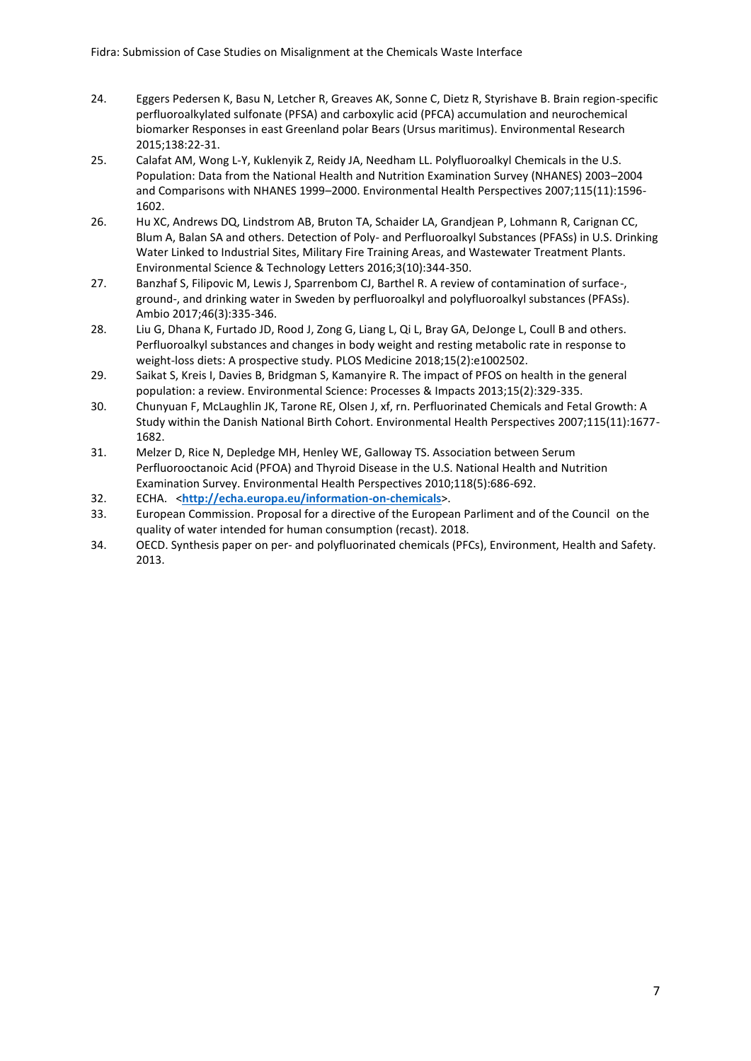24. Eggers Pedersen K, Basu N, Letcher R, Greaves AK, Sonne C, Dietz R, Styrishave B. Brain region-specific perfluoroalkylated sulfonate (PFSA) and carboxylic acid (PFCA) accumulation and neurochemical biomarker Responses in east Greenland polar Bears (Ursus maritimus). Environmental Research 2015;138:22-31.
25. Calafat AM, Wong L-Y, Kuklenyik Z, Reidy JA, Needham LL. Polyfluoroalkyl Chemicals in the U.S. Population: Data from the National Health and Nutrition Examination Survey (NHANES) 2003–2004 and Comparisons with NHANES 1999–2000. Environmental Health Perspectives 2007;115(11):1596-1602.
26. Hu XC, Andrews DQ, Lindstrom AB, Bruton TA, Schaider LA, Grandjean P, Lohmann R, Carignan CC, Blum A, Balan SA and others. Detection of Poly- and Perfluoroalkyl Substances (PFASs) in U.S. Drinking Water Linked to Industrial Sites, Military Fire Training Areas, and Wastewater Treatment Plants. Environmental Science & Technology Letters 2016;3(10):344-350.
27. Banzhaf S, Filipovic M, Lewis J, Sparrenbom CJ, Barthel R. A review of contamination of surface-, ground-, and drinking water in Sweden by perfluoroalkyl and polyfluoroalkyl substances (PFASs). Ambio 2017;46(3):335-346.
28. Liu G, Dhana K, Furtado JD, Rood J, Zong G, Liang L, Qi L, Bray GA, DeJonge L, Coull B and others. Perfluoroalkyl substances and changes in body weight and resting metabolic rate in response to weight-loss diets: A prospective study. PLOS Medicine 2018;15(2):e1002502.
29. Saikat S, Kreis I, Davies B, Bridgman S, Kamanyire R. The impact of PFOS on health in the general population: a review. Environmental Science: Processes & Impacts 2013;15(2):329-335.
30. Chunyuan F, McLaughlin JK, Tarone RE, Olsen J, xf, rn. Perfluorinated Chemicals and Fetal Growth: A Study within the Danish National Birth Cohort. Environmental Health Perspectives 2007;115(11):1677-1682.
31. Melzer D, Rice N, Depledge MH, Henley WE, Galloway TS. Association between Serum Perfluorooctanoic Acid (PFOA) and Thyroid Disease in the U.S. National Health and Nutrition Examination Survey. Environmental Health Perspectives 2010;118(5):686-692.
32. ECHA. <http://echa.europa.eu/information-on-chemicals>.
33. European Commission. Proposal for a directive of the European Parliment and of the Council on the quality of water intended for human consumption (recast). 2018.
34. OECD. Synthesis paper on per- and polyfluorinated chemicals (PFCs), Environment, Health and Safety. 2013.